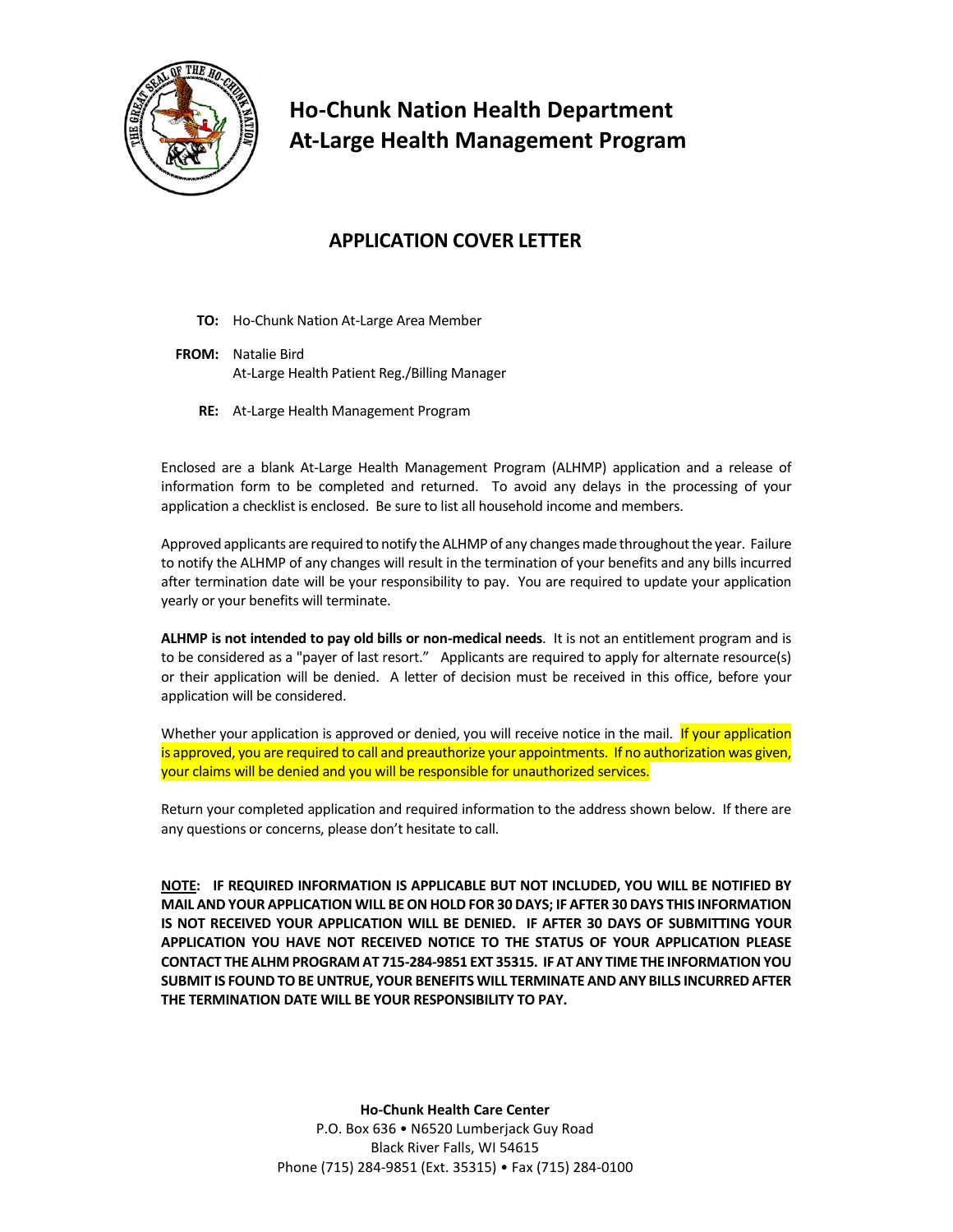# Ho-Chunk Nation Health Department
# At-Large Health Management Program

## APPLICATION COVER LETTER

**TO:** Ho-Chunk Nation At-Large Area Member

**FROM:** Natalie Bird
At-Large Health Patient Reg./Billing Manager

**RE:** At-Large Health Management Program

Enclosed are a blank At-Large Health Management Program (ALHMP) application and a release of information form to be completed and returned. To avoid any delays in the processing of your application a checklist is enclosed. Be sure to list all household income and members.

Approved applicants are required to notify the ALHMP of any changes made throughout the year. Failure to notify the ALHMP of any changes will result in the termination of your benefits and any bills incurred after termination date will be your responsibility to pay. You are required to update your application yearly or your benefits will terminate.

**ALHMP is not intended to pay old bills or non-medical needs**. It is not an entitlement program and is to be considered as a "payer of last resort." Applicants are required to apply for alternate resource(s) or their application will be denied. A letter of decision must be received in this office, before your application will be considered.

Whether your application is approved or denied, you will receive notice in the mail. If your application is approved, you are required to call and preauthorize your appointments. If no authorization was given, your claims will be denied and you will be responsible for unauthorized services.

Return your completed application and required information to the address shown below. If there are any questions or concerns, please don't hesitate to call.

**NOTE: IF REQUIRED INFORMATION IS APPLICABLE BUT NOT INCLUDED, YOU WILL BE NOTIFIED BY MAIL AND YOUR APPLICATION WILL BE ON HOLD FOR 30 DAYS; IF AFTER 30 DAYS THIS INFORMATION IS NOT RECEIVED YOUR APPLICATION WILL BE DENIED. IF AFTER 30 DAYS OF SUBMITTING YOUR APPLICATION YOU HAVE NOT RECEIVED NOTICE TO THE STATUS OF YOUR APPLICATION PLEASE CONTACT THE ALHM PROGRAM AT 715-284-9851 EXT 35315. IF AT ANY TIME THE INFORMATION YOU SUBMIT IS FOUND TO BE UNTRUE, YOUR BENEFITS WILL TERMINATE AND ANY BILLS INCURRED AFTER THE TERMINATION DATE WILL BE YOUR RESPONSIBILITY TO PAY.**

**Ho-Chunk Health Care Center**
P.O. Box 636 • N6520 Lumberjack Guy Road
Black River Falls, WI 54615
Phone (715) 284-9851 (Ext. 35315) • Fax (715) 284-0100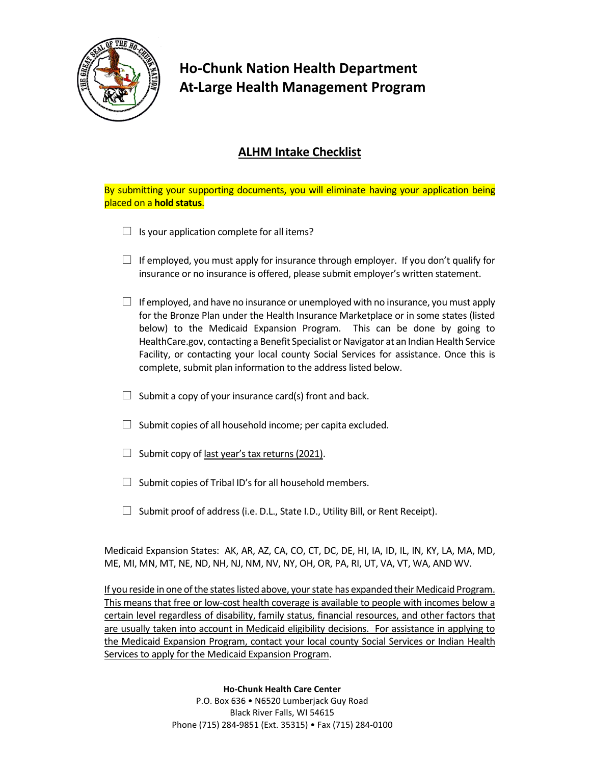# Ho-Chunk Nation Health Department
# At-Large Health Management Program

## ALHM Intake Checklist

By submitting your supporting documents, you will eliminate having your application being placed on a **hold status**.

- ☐ Is your application complete for all items?
- ☐ If employed, you must apply for insurance through employer. If you don't qualify for insurance or no insurance is offered, please submit employer's written statement.
- ☐ If employed, and have no insurance or unemployed with no insurance, you must apply for the Bronze Plan under the Health Insurance Marketplace or in some states (listed below) to the Medicaid Expansion Program. This can be done by going to HealthCare.gov, contacting a Benefit Specialist or Navigator at an Indian Health Service Facility, or contacting your local county Social Services for assistance. Once this is complete, submit plan information to the address listed below.
- ☐ Submit a copy of your insurance card(s) front and back.
- ☐ Submit copies of all household income; per capita excluded.
- ☐ Submit copy of last year's tax returns (2021).
- ☐ Submit copies of Tribal ID's for all household members.
- ☐ Submit proof of address (i.e. D.L., State I.D., Utility Bill, or Rent Receipt).

Medicaid Expansion States: AK, AR, AZ, CA, CO, CT, DC, DE, HI, IA, ID, IL, IN, KY, LA, MA, MD, ME, MI, MN, MT, NE, ND, NH, NJ, NM, NV, NY, OH, OR, PA, RI, UT, VA, VT, WA, AND WV.

If you reside in one of the states listed above, your state has expanded their Medicaid Program. This means that free or low-cost health coverage is available to people with incomes below a certain level regardless of disability, family status, financial resources, and other factors that are usually taken into account in Medicaid eligibility decisions. For assistance in applying to the Medicaid Expansion Program, contact your local county Social Services or Indian Health Services to apply for the Medicaid Expansion Program.

**Ho-Chunk Health Care Center**
P.O. Box 636 • N6520 Lumberjack Guy Road
Black River Falls, WI 54615
Phone (715) 284-9851 (Ext. 35315) • Fax (715) 284-0100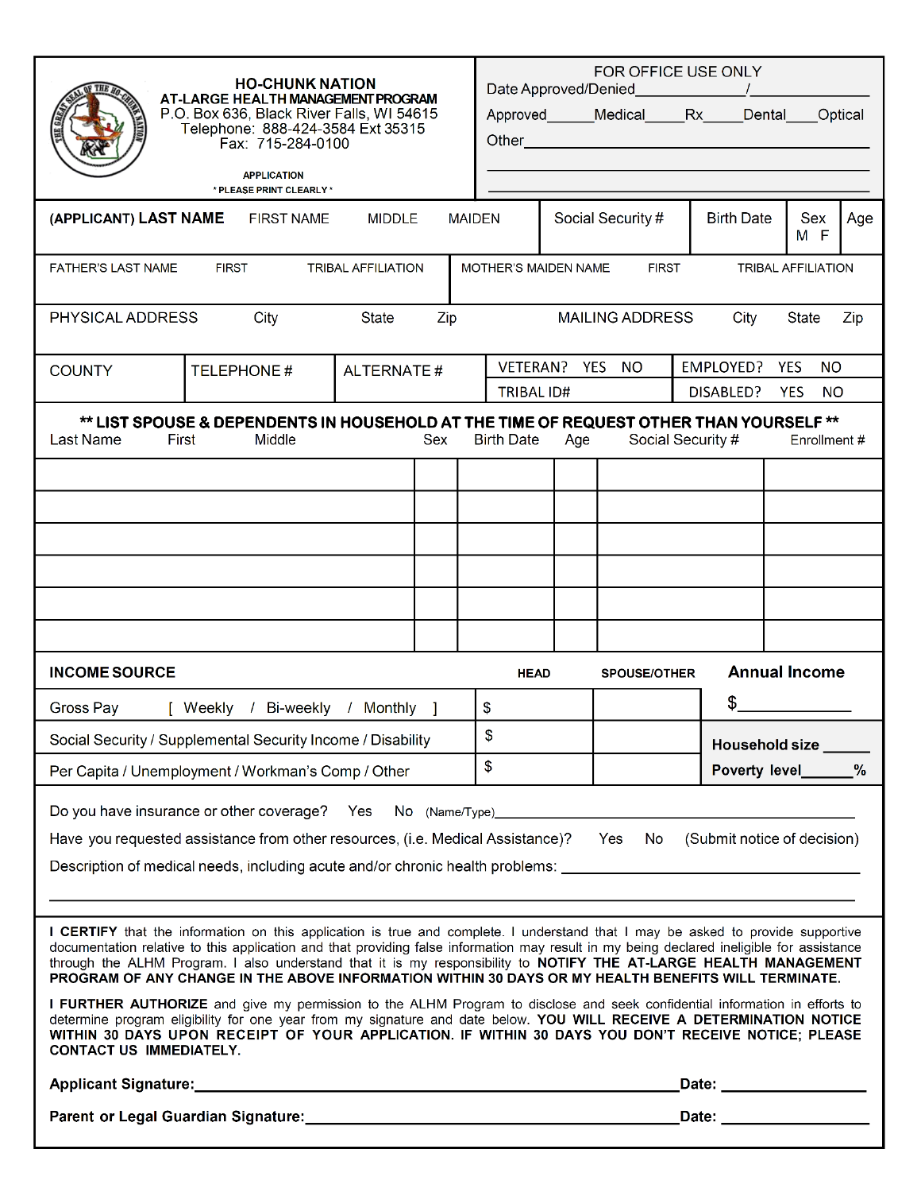# HO-CHUNK NATION

## AT-LARGE HEALTH MANAGEMENT PROGRAM

P.O. Box 636, Black River Falls, WI 54615
Telephone: 888-424-3584 Ext 35315
Fax: 715-284-0100

APPLICATION
* PLEASE PRINT CLEARLY *

**FOR OFFICE USE ONLY**

Date Approved/Denied______________/______________

Approved______Medical_____Rx_____Dental____Optical

Other__________________________________________

______________________________________________

______________________________________________

| (APPLICANT) LAST NAME FIRST NAME MIDDLE MAIDEN | Social Security # | Birth Date | Sex M F | Age |
|---|---|---|---|---|
| | | | | |

| FATHER'S LAST NAME FIRST TRIBAL AFFILIATION | MOTHER'S MAIDEN NAME FIRST TRIBAL AFFILIATION |
|---|---|
| | |

| PHYSICAL ADDRESS City State Zip | MAILING ADDRESS City State Zip |
|---|---|
| | |

| COUNTY | TELEPHONE # | ALTERNATE # | VETERAN? YES NO | EMPLOYED? YES NO |
|---|---|---|---|---|
| | | | TRIBAL ID# | DISABLED? YES NO |

**** LIST SPOUSE & DEPENDENTS IN HOUSEHOLD AT THE TIME OF REQUEST OTHER THAN YOURSELF ****

| Last Name First Middle | Sex | Birth Date | Age | Social Security # | Enrollment # |
|---|---|---|---|---|---|
| | | | | | |
| | | | | | |
| | | | | | |
| | | | | | |
| | | | | | |
| | | | | | |

| INCOME SOURCE | HEAD | SPOUSE/OTHER | Annual Income |
|---|---|---|---|
| Gross Pay [ Weekly / Bi-weekly / Monthly ] | $ | | $____________ |
| Social Security / Supplemental Security Income / Disability | $ | | Household size ______ |
| Per Capita / Unemployment / Workman's Comp / Other | $ | | Poverty level______% |

Do you have insurance or other coverage? Yes No (Name/Type)________________________________________

Have you requested assistance from other resources, (i.e. Medical Assistance)? Yes No (Submit notice of decision)

Description of medical needs, including acute and/or chronic health problems: ______________________________

______________________________________________________________________________

**I CERTIFY** that the information on this application is true and complete. I understand that I may be asked to provide supportive documentation relative to this application and that providing false information may result in my being declared ineligible for assistance through the ALHM Program. I also understand that it is my responsibility to **NOTIFY THE AT-LARGE HEALTH MANAGEMENT PROGRAM OF ANY CHANGE IN THE ABOVE INFORMATION WITHIN 30 DAYS OR MY HEALTH BENEFITS WILL TERMINATE.**

**I FURTHER AUTHORIZE** and give my permission to the ALHM Program to disclose and seek confidential information in efforts to determine program eligibility for one year from my signature and date below. **YOU WILL RECEIVE A DETERMINATION NOTICE WITHIN 30 DAYS UPON RECEIPT OF YOUR APPLICATION. IF WITHIN 30 DAYS YOU DON'T RECEIVE NOTICE; PLEASE CONTACT US IMMEDIATELY.**

**Applicant Signature:**__________________________________________**Date:** ______________

**Parent or Legal Guardian Signature:**______________________________**Date:** ______________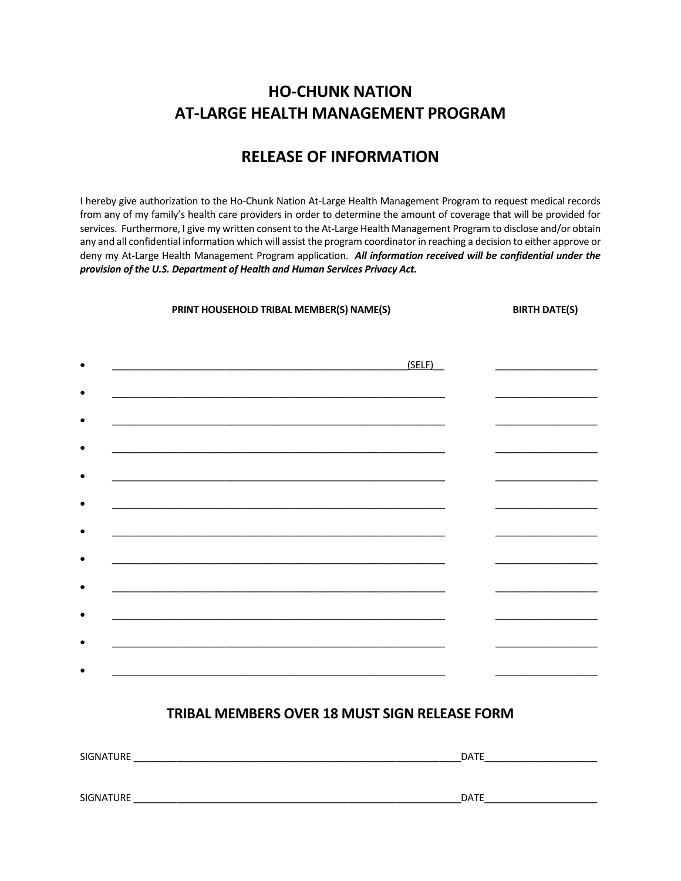# HO-CHUNK NATION
# AT-LARGE HEALTH MANAGEMENT PROGRAM

## RELEASE OF INFORMATION

I hereby give authorization to the Ho-Chunk Nation At-Large Health Management Program to request medical records from any of my family's health care providers in order to determine the amount of coverage that will be provided for services. Furthermore, I give my written consent to the At-Large Health Management Program to disclose and/or obtain any and all confidential information which will assist the program coordinator in reaching a decision to either approve or deny my At-Large Health Management Program application. ***All information received will be confidential under the provision of the U.S. Department of Health and Human Services Privacy Act.***

| PRINT HOUSEHOLD TRIBAL MEMBER(S) NAME(S) | BIRTH DATE(S) |
|---|---|
| • ____________________________________________(SELF)__ | ________________ |
| • ____________________________________________________ | ________________ |
| • ____________________________________________________ | ________________ |
| • ____________________________________________________ | ________________ |
| • ____________________________________________________ | ________________ |
| • ____________________________________________________ | ________________ |
| • ____________________________________________________ | ________________ |
| • ____________________________________________________ | ________________ |
| • ____________________________________________________ | ________________ |
| • ____________________________________________________ | ________________ |
| • ____________________________________________________ | ________________ |
| • ____________________________________________________ | ________________ |

## TRIBAL MEMBERS OVER 18 MUST SIGN RELEASE FORM

SIGNATURE ______________________________________________________DATE____________________

SIGNATURE ______________________________________________________DATE____________________